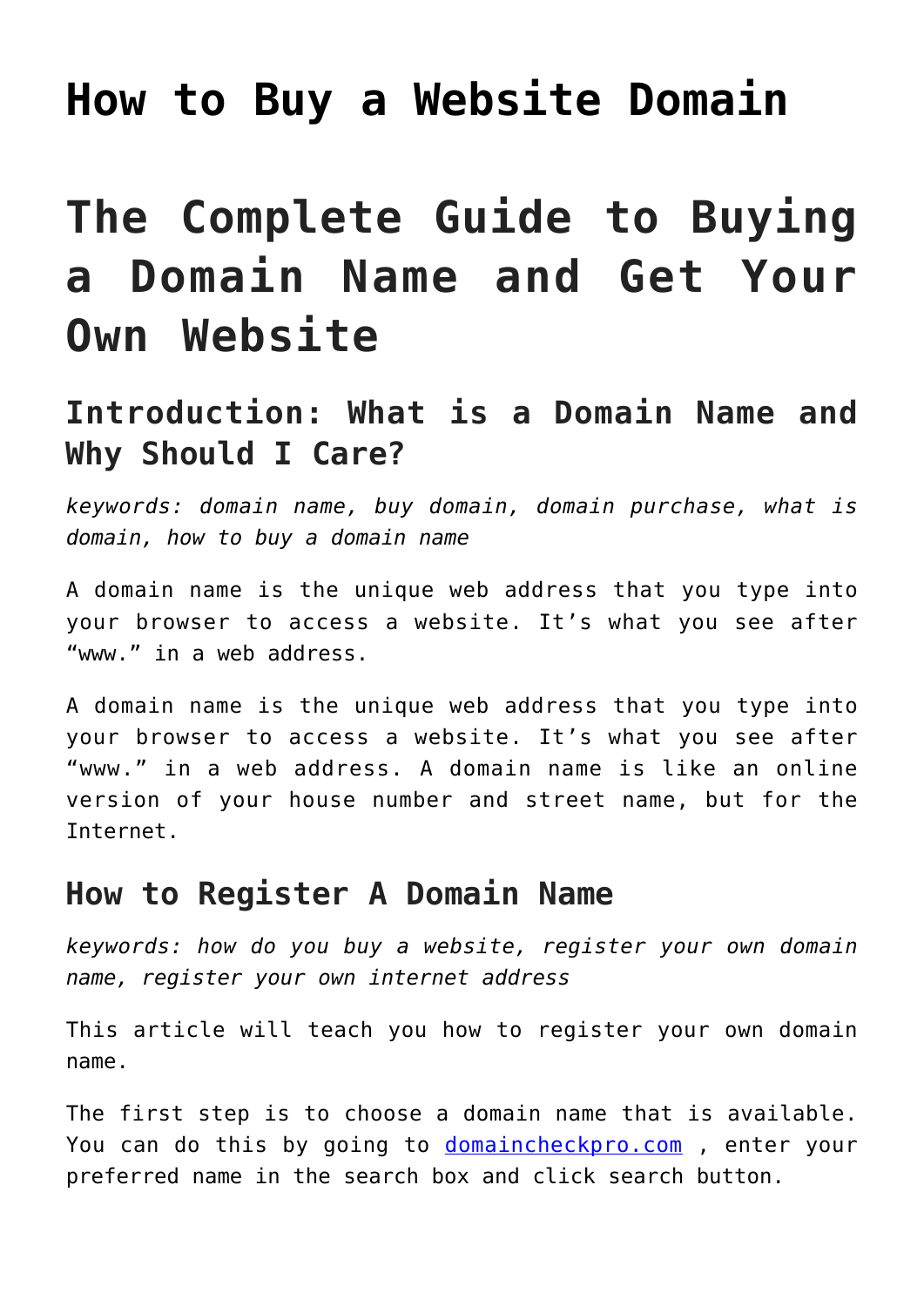# How to Buy a Website Domain

# The Complete Guide to Buying a Domain Name and Get Your Own Website

## Introduction: What is a Domain Name and Why Should I Care?

*keywords: domain name, buy domain, domain purchase, what is domain, how to buy a domain name*

A domain name is the unique web address that you type into your browser to access a website. It's what you see after "www." in a web address.

A domain name is the unique web address that you type into your browser to access a website. It's what you see after "www." in a web address. A domain name is like an online version of your house number and street name, but for the Internet.

## How to Register A Domain Name

*keywords: how do you buy a website, register your own domain name, register your own internet address*

This article will teach you how to register your own domain name.

The first step is to choose a domain name that is available. You can do this by going to [domaincheckpro.com](domaincheckpro.com) , enter your preferred name in the search box and click search button.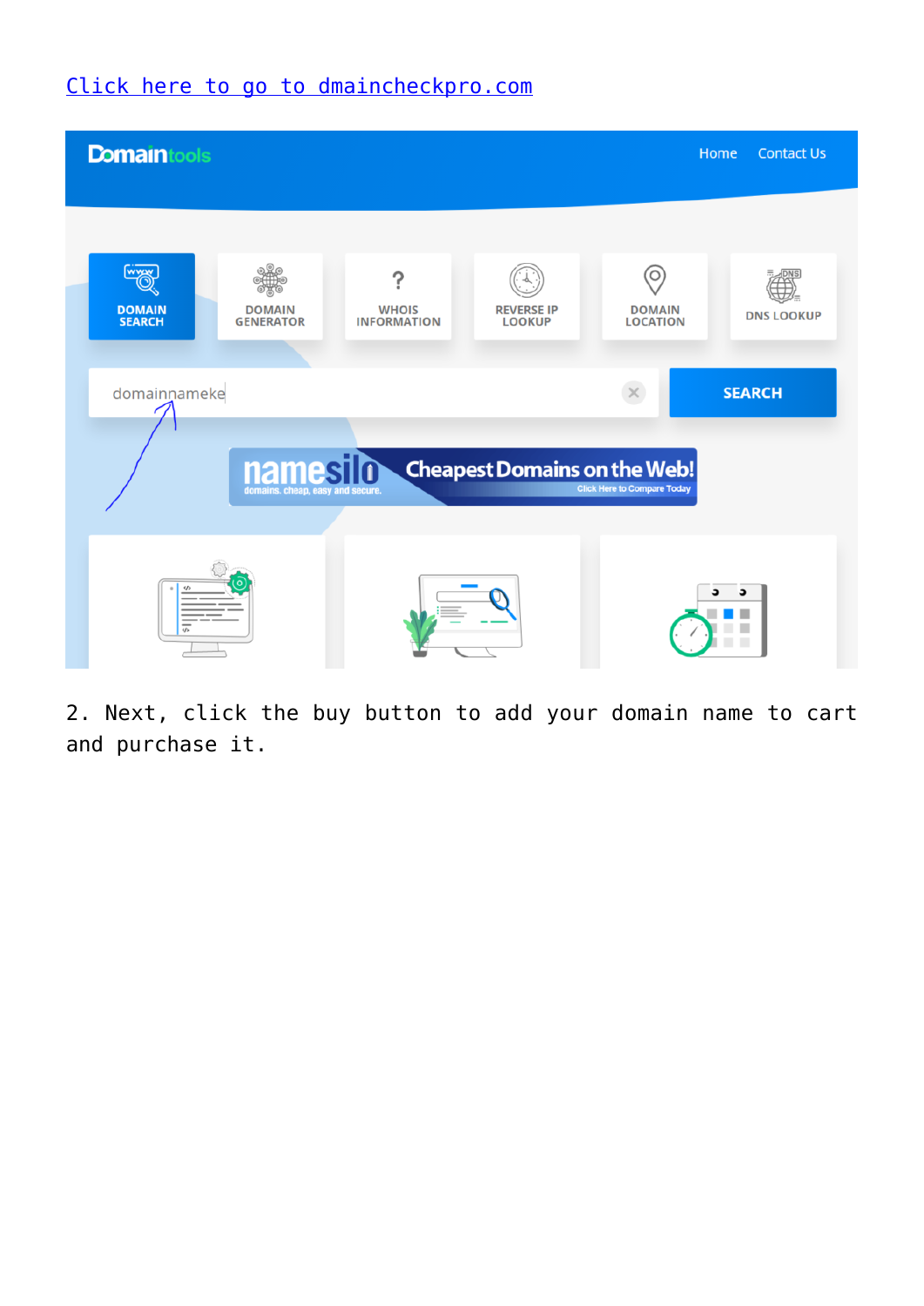Click here to go to dmaincheckpro.com

2. Next, click the buy button to add your domain name to cart and purchase it.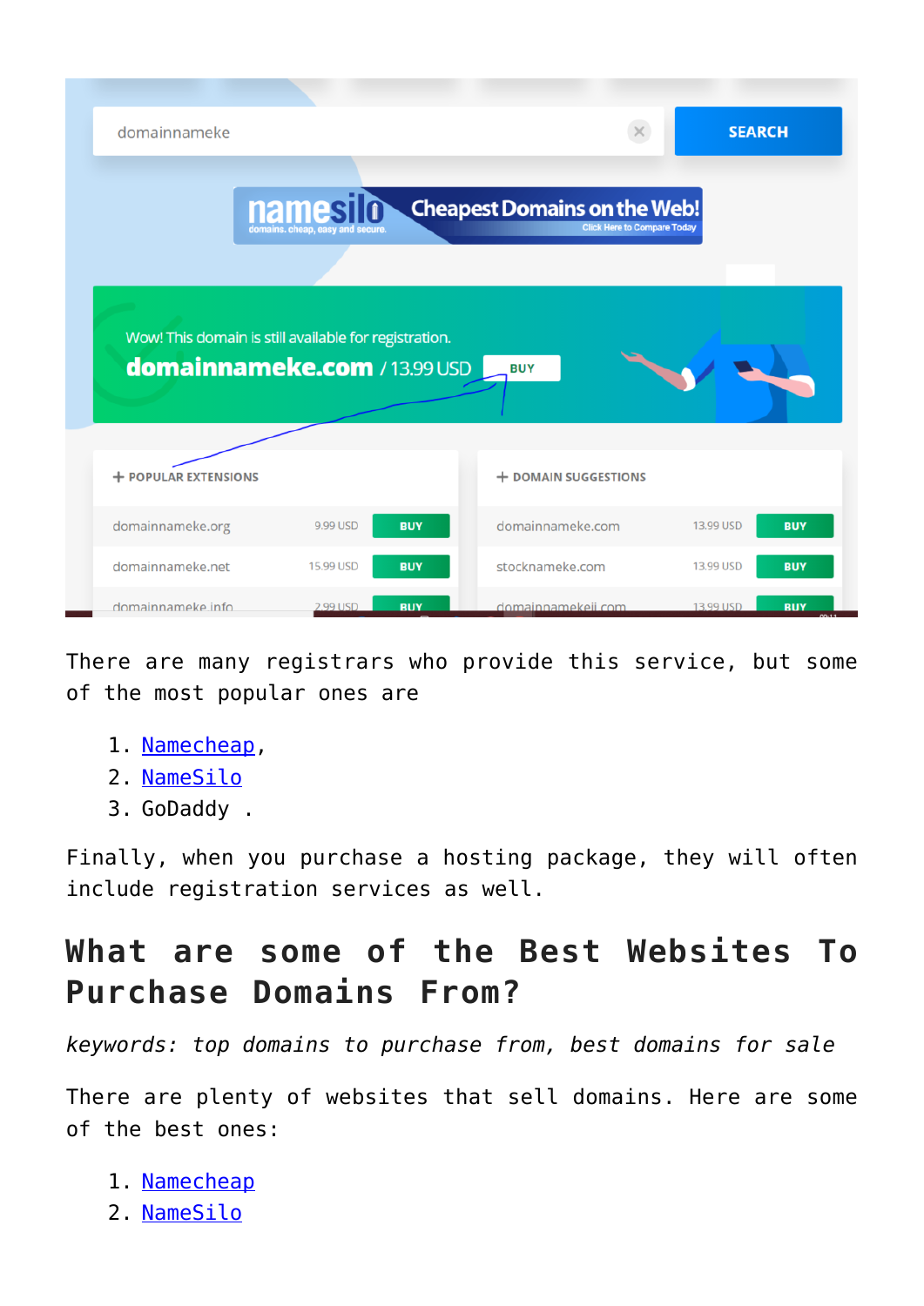There are many registrars who provide this service, but some of the most popular ones are

1. Namecheap,
2. NameSilo
3. GoDaddy .

Finally, when you purchase a hosting package, they will often include registration services as well.

## What are some of the Best Websites To Purchase Domains From?

*keywords: top domains to purchase from, best domains for sale*

There are plenty of websites that sell domains. Here are some of the best ones:

1. Namecheap
2. NameSilo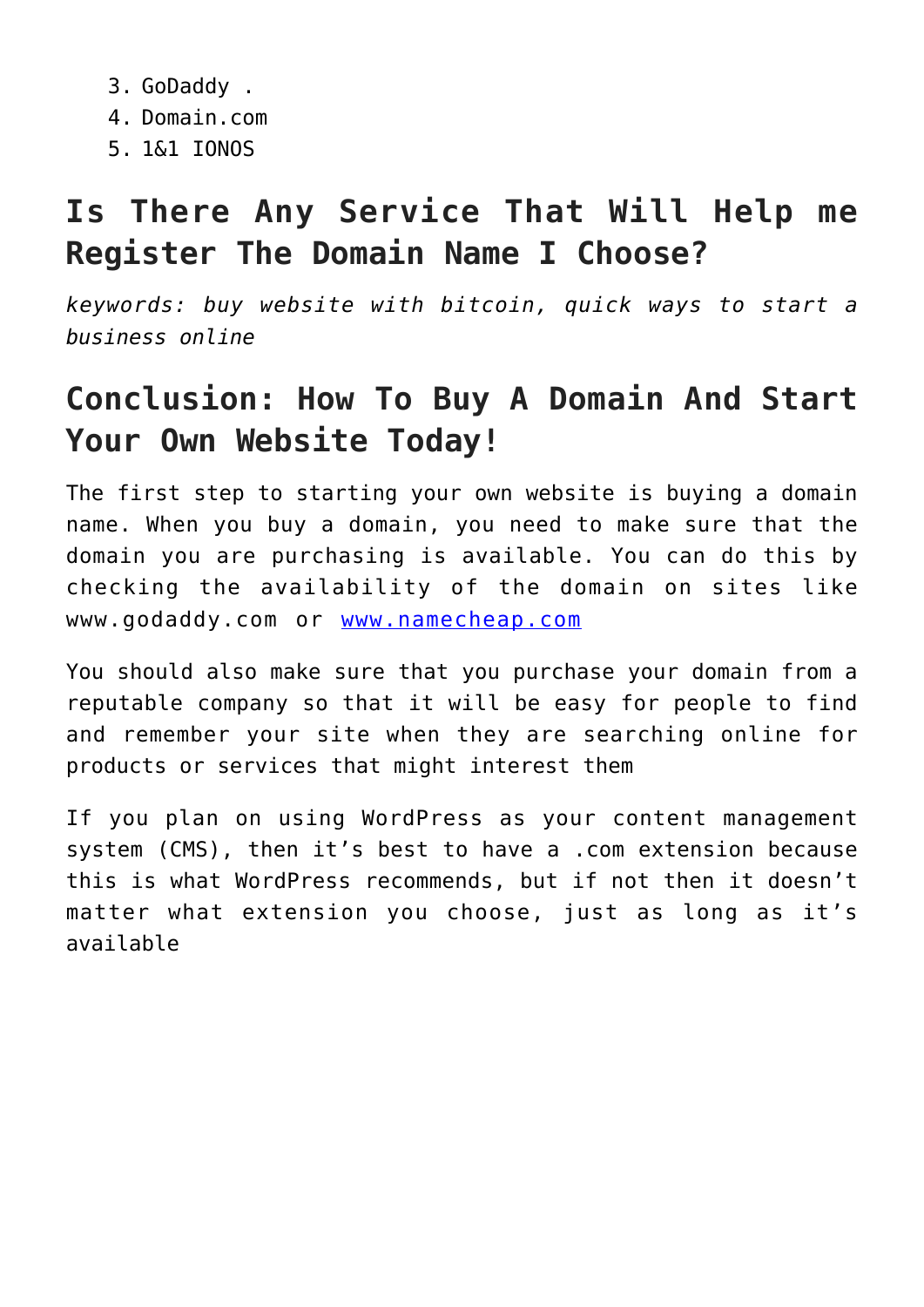3. GoDaddy .
4. Domain.com
5. 1&1 IONOS

## Is There Any Service That Will Help me Register The Domain Name I Choose?

*keywords: buy website with bitcoin, quick ways to start a business online*

## Conclusion: How To Buy A Domain And Start Your Own Website Today!

The first step to starting your own website is buying a domain name. When you buy a domain, you need to make sure that the domain you are purchasing is available. You can do this by checking the availability of the domain on sites like www.godaddy.com or [www.namecheap.com](www.namecheap.com)

You should also make sure that you purchase your domain from a reputable company so that it will be easy for people to find and remember your site when they are searching online for products or services that might interest them

If you plan on using WordPress as your content management system (CMS), then it's best to have a .com extension because this is what WordPress recommends, but if not then it doesn't matter what extension you choose, just as long as it's available